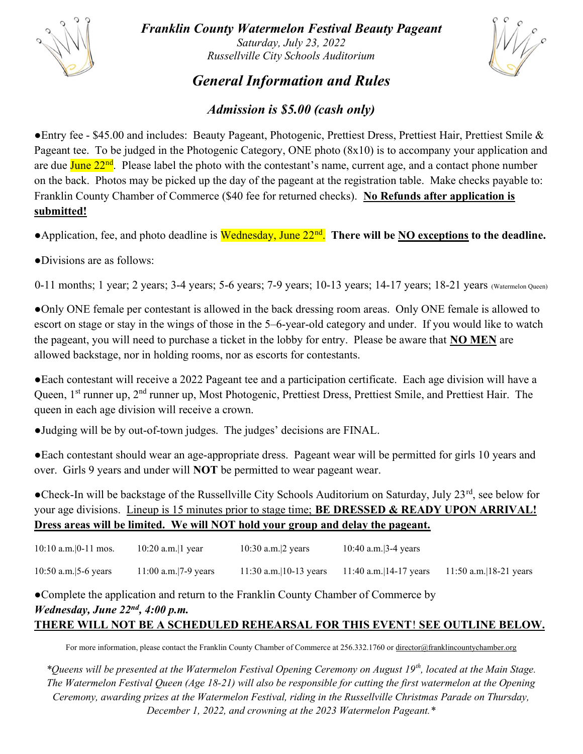# *Franklin County Watermelon Festival Beauty Pageant*

*Saturday, July 23, 2022*
*Russellville City Schools Auditorium*

## *General Information and Rules*

### *Admission is $5.00 (cash only)*

●Entry fee - $45.00 and includes: Beauty Pageant, Photogenic, Prettiest Dress, Prettiest Hair, Prettiest Smile & Pageant tee. To be judged in the Photogenic Category, ONE photo (8x10) is to accompany your application and are due June 22nd. Please label the photo with the contestant's name, current age, and a contact phone number on the back. Photos may be picked up the day of the pageant at the registration table. Make checks payable to: Franklin County Chamber of Commerce ($40 fee for returned checks). **No Refunds after application is submitted!**

●Application, fee, and photo deadline is Wednesday, June 22nd. **There will be NO exceptions to the deadline.**

●Divisions are as follows:

0-11 months; 1 year; 2 years; 3-4 years; 5-6 years; 7-9 years; 10-13 years; 14-17 years; 18-21 years (Watermelon Queen)

●Only ONE female per contestant is allowed in the back dressing room areas. Only ONE female is allowed to escort on stage or stay in the wings of those in the 5–6-year-old category and under. If you would like to watch the pageant, you will need to purchase a ticket in the lobby for entry. Please be aware that **NO MEN** are allowed backstage, nor in holding rooms, nor as escorts for contestants.

●Each contestant will receive a 2022 Pageant tee and a participation certificate. Each age division will have a Queen, 1st runner up, 2nd runner up, Most Photogenic, Prettiest Dress, Prettiest Smile, and Prettiest Hair. The queen in each age division will receive a crown.

●Judging will be by out-of-town judges. The judges' decisions are FINAL.

●Each contestant should wear an age-appropriate dress. Pageant wear will be permitted for girls 10 years and over. Girls 9 years and under will **NOT** be permitted to wear pageant wear.

●Check-In will be backstage of the Russellville City Schools Auditorium on Saturday, July 23rd, see below for your age divisions. Lineup is 15 minutes prior to stage time; **BE DRESSED & READY UPON ARRIVAL! Dress areas will be limited. We will NOT hold your group and delay the pageant.**

| | | | | |
|---|---|---|---|---|
| 10:10 a.m.\|0-11 mos. | 10:20 a.m.\|1 year | 10:30 a.m.\|2 years | 10:40 a.m.\|3-4 years | |
| 10:50 a.m.\|5-6 years | 11:00 a.m.\|7-9 years | 11:30 a.m.\|10-13 years | 11:40 a.m.\|14-17 years | 11:50 a.m.\|18-21 years |

●Complete the application and return to the Franklin County Chamber of Commerce by
***Wednesday, June 22nd, 4:00 p.m.***
**THERE WILL NOT BE A SCHEDULED REHEARSAL FOR THIS EVENT! SEE OUTLINE BELOW.**

For more information, please contact the Franklin County Chamber of Commerce at 256.332.1760 or director@franklincountychamber.org

*\*Queens will be presented at the Watermelon Festival Opening Ceremony on August 19th, located at the Main Stage. The Watermelon Festival Queen (Age 18-21) will also be responsible for cutting the first watermelon at the Opening Ceremony, awarding prizes at the Watermelon Festival, riding in the Russellville Christmas Parade on Thursday, December 1, 2022, and crowning at the 2023 Watermelon Pageant.\**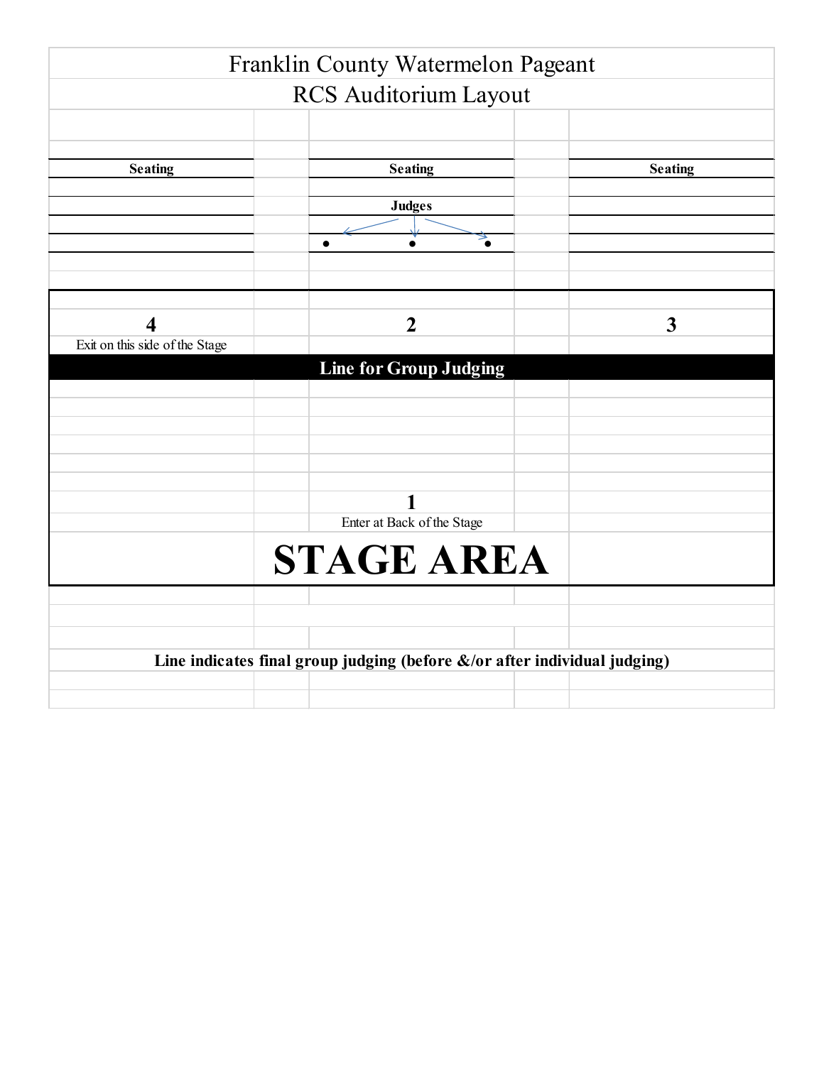# Franklin County Watermelon Pageant

## RCS Auditorium Layout

| Seating | Seating | Seating |
|---|---|---|
| | Judges | |
| | • • • | |

| 4 | 2 | 3 |
|---|---|---|
| Exit on this side of the Stage | | |

**Line for Group Judging**

**1**

Enter at Back of the Stage

# STAGE AREA

**Line indicates final group judging (before &/or after individual judging)**